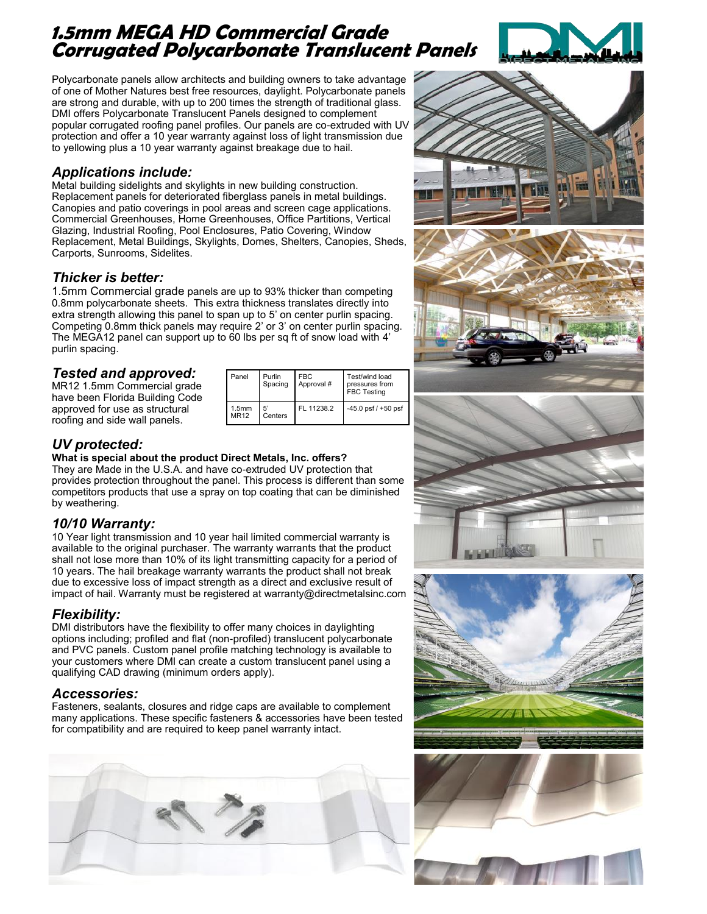# 1.5mm MEGA HD Commercial Grade Corrugated Polycarbonate Translucent Panels

Polycarbonate panels allow architects and building owners to take advantage of one of Mother Natures best free resources, daylight. Polycarbonate panels are strong and durable, with up to 200 times the strength of traditional glass. DMI offers Polycarbonate Translucent Panels designed to complement popular corrugated roofing panel profiles. Our panels are co-extruded with UV protection and offer a 10 year warranty against loss of light transmission due to yellowing plus a 10 year warranty against breakage due to hail.

## *Applications include:*

Metal building sidelights and skylights in new building construction. Replacement panels for deteriorated fiberglass panels in metal buildings. Canopies and patio coverings in pool areas and screen cage applications. Commercial Greenhouses, Home Greenhouses, Office Partitions, Vertical Glazing, Industrial Roofing, Pool Enclosures, Patio Covering, Window Replacement, Metal Buildings, Skylights, Domes, Shelters, Canopies, Sheds, Carports, Sunrooms, Sidelites.

## *Thicker is better:*

1.5mm Commercial grade panels are up to 93% thicker than competing 0.8mm polycarbonate sheets. This extra thickness translates directly into extra strength allowing this panel to span up to 5' on center purlin spacing. Competing 0.8mm thick panels may require 2' or 3' on center purlin spacing. The MEGA12 panel can support up to 60 lbs per sq ft of snow load with 4' purlin spacing.

## *Tested and approved:*

MR12 1.5mm Commercial grade have been Florida Building Code approved for use as structural roofing and side wall panels.

| Panel | Purlin Spacing | FBC Approval # | Test/wind load pressures from FBC Testing |
|---|---|---|---|
| 1.5mm MR12 | 5' Centers | FL 11238.2 | -45.0 psf / +50 psf |

## *UV protected:*

**What is special about the product Direct Metals, Inc. offers?**

They are Made in the U.S.A. and have co-extruded UV protection that provides protection throughout the panel. This process is different than some competitors products that use a spray on top coating that can be diminished by weathering.

## *10/10 Warranty:*

10 Year light transmission and 10 year hail limited commercial warranty is available to the original purchaser. The warranty warrants that the product shall not lose more than 10% of its light transmitting capacity for a period of 10 years. The hail breakage warranty warrants the product shall not break due to excessive loss of impact strength as a direct and exclusive result of impact of hail. Warranty must be registered at warranty@directmetalsinc.com

## *Flexibility:*

DMI distributors have the flexibility to offer many choices in daylighting options including; profiled and flat (non-profiled) translucent polycarbonate and PVC panels. Custom panel profile matching technology is available to your customers where DMI can create a custom translucent panel using a qualifying CAD drawing (minimum orders apply).

## *Accessories:*

Fasteners, sealants, closures and ridge caps are available to complement many applications. These specific fasteners & accessories have been tested for compatibility and are required to keep panel warranty intact.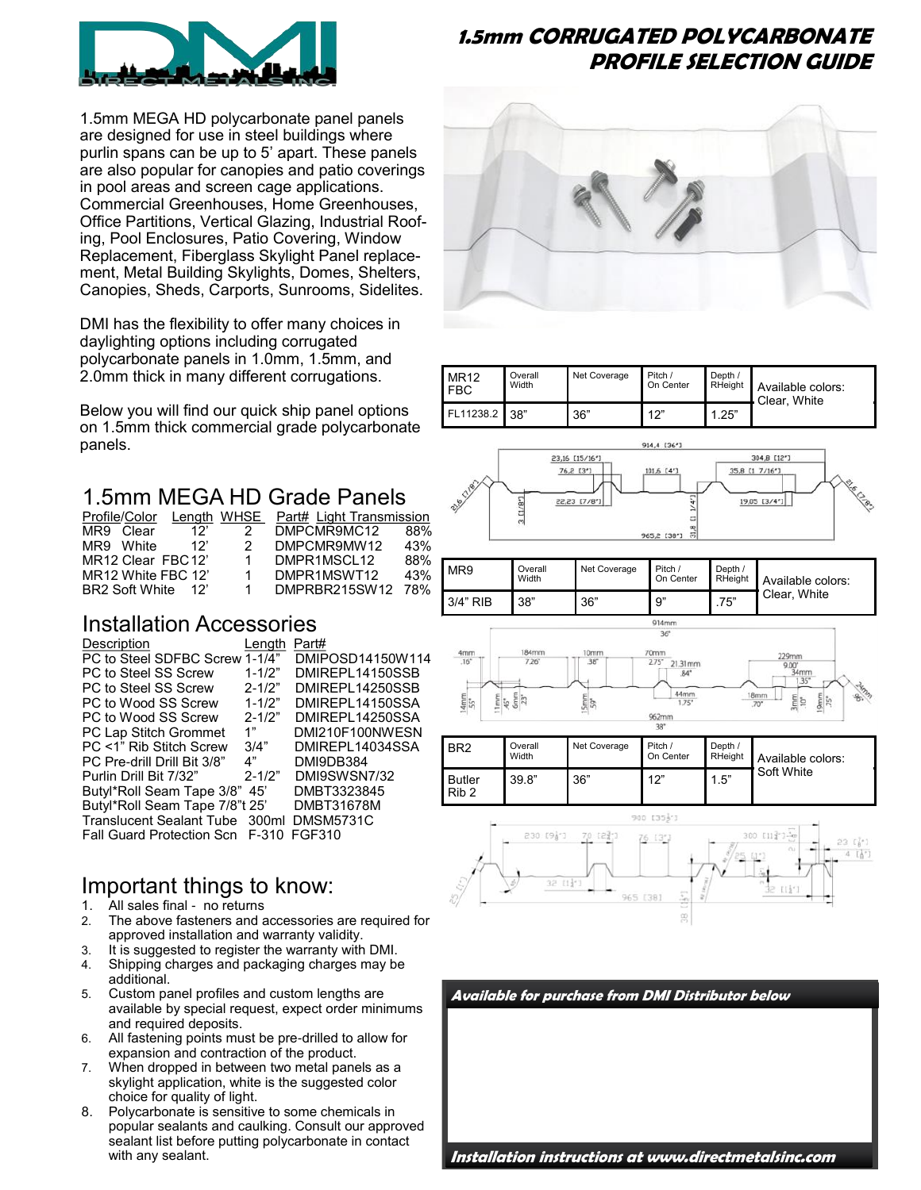# 1.5mm CORRUGATED POLYCARBONATE PROFILE SELECTION GUIDE

1.5mm MEGA HD polycarbonate panel panels are designed for use in steel buildings where purlin spans can be up to 5' apart. These panels are also popular for canopies and patio coverings in pool areas and screen cage applications. Commercial Greenhouses, Home Greenhouses, Office Partitions, Vertical Glazing, Industrial Roofing, Pool Enclosures, Patio Covering, Window Replacement, Fiberglass Skylight Panel replacement, Metal Building Skylights, Domes, Shelters, Canopies, Sheds, Carports, Sunrooms, Sidelites.

DMI has the flexibility to offer many choices in daylighting options including corrugated polycarbonate panels in 1.0mm, 1.5mm, and 2.0mm thick in many different corrugations.

Below you will find our quick ship panel options on 1.5mm thick commercial grade polycarbonate panels.

## 1.5mm MEGA HD Grade Panels

| Profile/Color | Length | WHSE | Part# | Light Transmission |
|---|---|---|---|---|
| MR9 Clear | 12' | 2 | DMPCMR9MC12 | 88% |
| MR9 White | 12' | 2 | DMPCMR9MW12 | 43% |
| MR12 Clear FBC | 12' | 1 | DMPR1MSCL12 | 88% |
| MR12 White FBC | 12' | 1 | DMPR1MSWT12 | 43% |
| BR2 Soft White | 12' | 1 | DMPRBR215SW12 | 78% |

## Installation Accessories

| Description | Length | Part# |
|---|---|---|
| PC to Steel SDFBC Screw | 1-1/4" | DMIPOSD14150W114 |
| PC to Steel SS Screw | 1-1/2" | DMIREPL14150SSB |
| PC to Steel SS Screw | 2-1/2" | DMIREPL14250SSB |
| PC to Wood SS Screw | 1-1/2" | DMIREPL14150SSA |
| PC to Wood SS Screw | 2-1/2" | DMIREPL14250SSA |
| PC Lap Stitch Grommet | 1" | DMI210F100NWESN |
| PC <1" Rib Stitch Screw | 3/4" | DMIREPL14034SSA |
| PC Pre-drill Drill Bit 3/8" | 4" | DMI9DB384 |
| Purlin Drill Bit 7/32" | 2-1/2" | DMI9SWSN7/32 |
| Butyl*Roll Seam Tape 3/8" | 45' | DMBT3323845 |
| Butyl*Roll Seam Tape 7/8"t | 25' | DMBT31678M |
| Translucent Sealant Tube | 300ml | DMSM5731C |
| Fall Guard Protection Scn | F-310 | FGF310 |

## Important things to know:

1. All sales final - no returns
2. The above fasteners and accessories are required for approved installation and warranty validity.
3. It is suggested to register the warranty with DMI.
4. Shipping charges and packaging charges may be additional.
5. Custom panel profiles and custom lengths are available by special request, expect order minimums and required deposits.
6. All fastening points must be pre-drilled to allow for expansion and contraction of the product.
7. When dropped in between two metal panels as a skylight application, white is the suggested color choice for quality of light.
8. Polycarbonate is sensitive to some chemicals in popular sealants and caulking. Consult our approved sealant list before putting polycarbonate in contact with any sealant.

| MR12 FBC | Overall Width | Net Coverage | Pitch / On Center | Depth / RHeight | Available colors: Clear, White |
|---|---|---|---|---|---|
| FL11238.2 | 38" | 36" | 12" | 1.25" | |

914,4 [36"]
23,16 [15/16"]
76,2 [3"]
101,6 [4"]
304,8 [12"]
35,8 [1 7/16"]
21,6 [7/8"]
3 [1/8"]
22,23 [7/8"]
19,05 [3/4"]
21,6 [7/8"]
31,8 [1 1/4"]
965,2 [38"]

| MR9 | Overall Width | Net Coverage | Pitch / On Center | Depth / RHeight | Available colors: Clear, White |
|---|---|---|---|---|---|
| 3/4" RIB | 38" | 36" | 9" | .75" | |

914mm
36"
4mm .16"
184mm 7.26"
10mm .38"
70mm 2.75"
21.31mm .84"
229mm 9.00"
34mm 1.35"
24mm .96"
14mm .55"
11mm .45"
6mm .23"
15mm .59"
44mm 1.75"
18mm .70"
3mm .10"
19mm .75"
962mm
38"

| BR2 | Overall Width | Net Coverage | Pitch / On Center | Depth / RHeight | Available colors: Soft White |
|---|---|---|---|---|---|
| Butler Rib 2 | 39.8" | 36" | 12" | 1.5" | |

900 [35⅜"]
230 [9⅛"]
70 [2¾"]
76 [3"]
300 [11⅞"]
23 [⅞"]
4 [⅛"]
25 [1"]
25 [1"]
32 [1¼"]
32 [1¼"]
965 [38]
38 [1½"]

**Available for purchase from DMI Distributor below**

**Installation instructions at www.directmetalsinc.com**